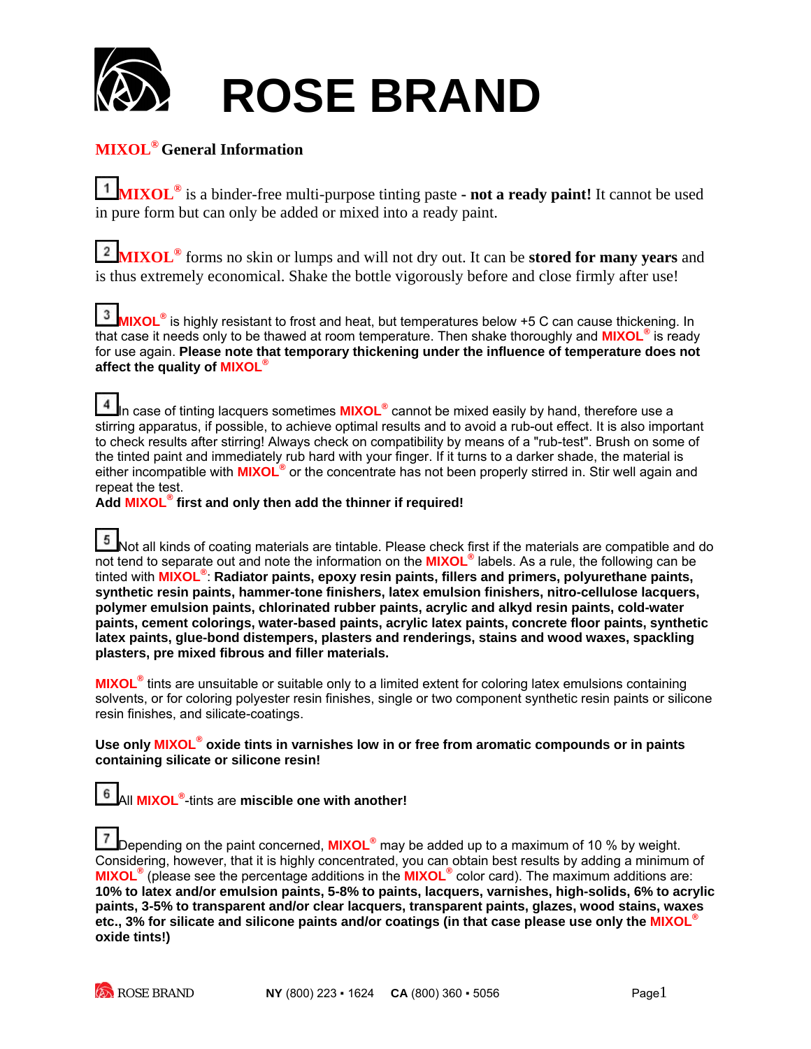# ROSE BRAND

## MIXOL® General Information

**1** **MIXOL®** is a binder-free multi-purpose tinting paste **- not a ready paint!** It cannot be used in pure form but can only be added or mixed into a ready paint.

**2** **MIXOL®** forms no skin or lumps and will not dry out. It can be **stored for many years** and is thus extremely economical. Shake the bottle vigorously before and close firmly after use!

**3** **MIXOL®** is highly resistant to frost and heat, but temperatures below +5 C can cause thickening. In that case it needs only to be thawed at room temperature. Then shake thoroughly and **MIXOL®** is ready for use again. **Please note that temporary thickening under the influence of temperature does not affect the quality of MIXOL®**

**4** In case of tinting lacquers sometimes **MIXOL®** cannot be mixed easily by hand, therefore use a stirring apparatus, if possible, to achieve optimal results and to avoid a rub-out effect. It is also important to check results after stirring! Always check on compatibility by means of a "rub-test". Brush on some of the tinted paint and immediately rub hard with your finger. If it turns to a darker shade, the material is either incompatible with **MIXOL®** or the concentrate has not been properly stirred in. Stir well again and repeat the test.
**Add MIXOL® first and only then add the thinner if required!**

**5** Not all kinds of coating materials are tintable. Please check first if the materials are compatible and do not tend to separate out and note the information on the **MIXOL®** labels. As a rule, the following can be tinted with **MIXOL®**: **Radiator paints, epoxy resin paints, fillers and primers, polyurethane paints, synthetic resin paints, hammer-tone finishers, latex emulsion finishers, nitro-cellulose lacquers, polymer emulsion paints, chlorinated rubber paints, acrylic and alkyd resin paints, cold-water paints, cement colorings, water-based paints, acrylic latex paints, concrete floor paints, synthetic latex paints, glue-bond distempers, plasters and renderings, stains and wood waxes, spackling plasters, pre mixed fibrous and filler materials.**

**MIXOL®** tints are unsuitable or suitable only to a limited extent for coloring latex emulsions containing solvents, or for coloring polyester resin finishes, single or two component synthetic resin paints or silicone resin finishes, and silicate-coatings.

**Use only MIXOL® oxide tints in varnishes low in or free from aromatic compounds or in paints containing silicate or silicone resin!**

**6** All **MIXOL®**-tints are **miscible one with another!**

**7** Depending on the paint concerned, **MIXOL®** may be added up to a maximum of 10 % by weight. Considering, however, that it is highly concentrated, you can obtain best results by adding a minimum of **MIXOL®** (please see the percentage additions in the **MIXOL®** color card). The maximum additions are: **10% to latex and/or emulsion paints, 5-8% to paints, lacquers, varnishes, high-solids, 6% to acrylic paints, 3-5% to transparent and/or clear lacquers, transparent paints, glazes, wood stains, waxes etc., 3% for silicate and silicone paints and/or coatings (in that case please use only the MIXOL® oxide tints!)**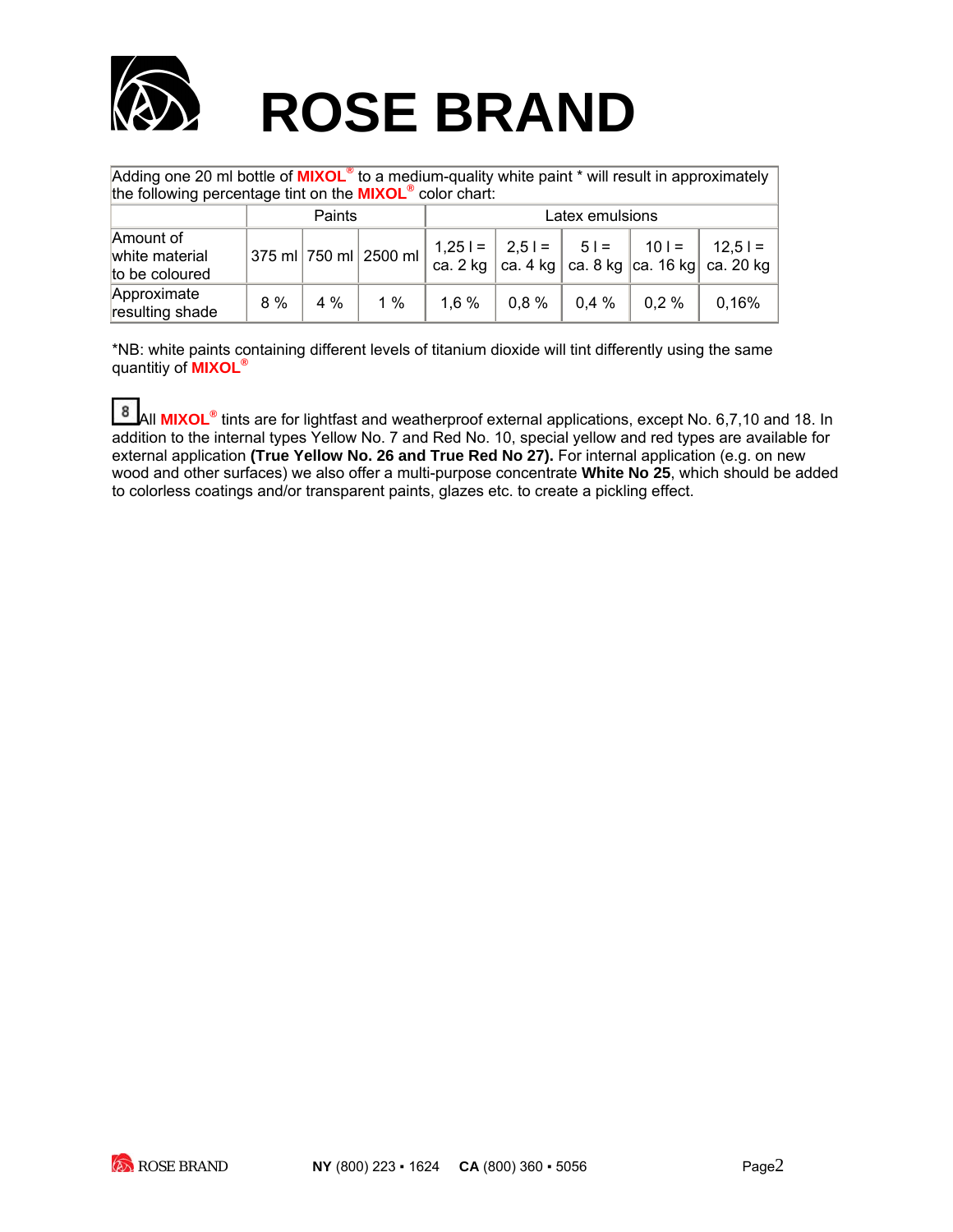# ROSE BRAND

| Adding one 20 ml bottle of **MIXOL®** to a medium-quality white paint * will result in approximately the following percentage tint on the **MIXOL®** color chart: | | | | | | | | |
|---|---|---|---|---|---|---|---|---|
| | Paints | | | Latex emulsions | | | | |
| Amount of white material to be coloured | 375 ml | 750 ml | 2500 ml | 1,25 l = ca. 2 kg | 2,5 l = ca. 4 kg | 5 l = ca. 8 kg | 10 l = ca. 16 kg | 12,5 l = ca. 20 kg |
| Approximate resulting shade | 8 % | 4 % | 1 % | 1,6 % | 0,8 % | 0,4 % | 0,2 % | 0,16% |

*NB: white paints containing different levels of titanium dioxide will tint differently using the same quantitiy of **MIXOL®**

8 All **MIXOL®** tints are for lightfast and weatherproof external applications, except No. 6,7,10 and 18. In addition to the internal types Yellow No. 7 and Red No. 10, special yellow and red types are available for external application **(True Yellow No. 26 and True Red No 27).** For internal application (e.g. on new wood and other surfaces) we also offer a multi-purpose concentrate **White No 25**, which should be added to colorless coatings and/or transparent paints, glazes etc. to create a pickling effect.